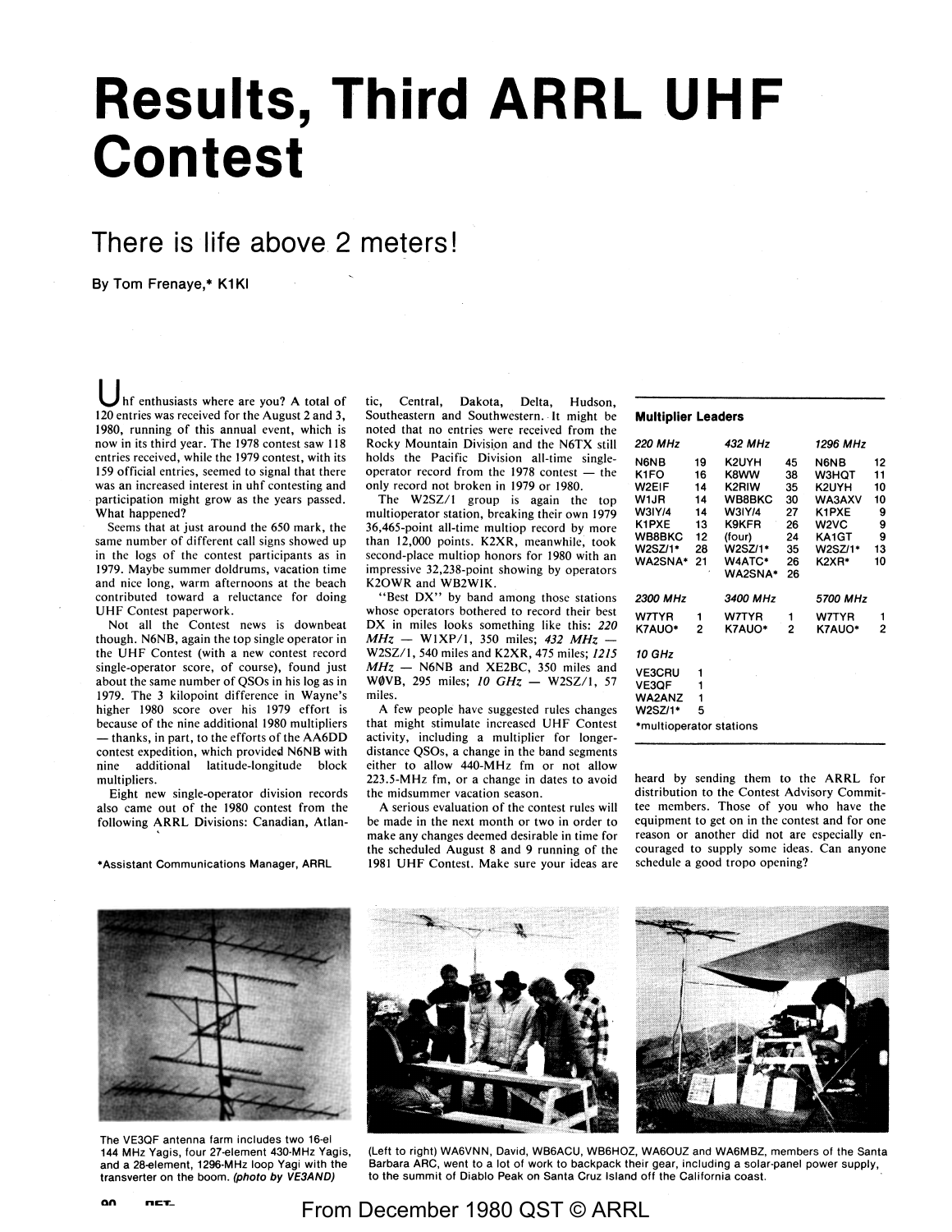# Results, Third ARRL UHF Contest

## There is life above 2 meters!

By Tom Frenaye,* K1KI

Uhf enthusiasts where are you? A total of 120 entries was received for the August 2 and 3, 1980, running of this annual event, which is now in its third year. The 1978 contest saw 118 entries received, while the 1979 contest, with its 159 official entries, seemed to signal that there was an increased interest in uhf contesting and participation might grow as the years passed. What happened?

Seems that at just around the 650 mark, the same number of different call signs showed up in the logs of the contest participants as in 1979. Maybe summer doldrums, vacation time and nice long, warm afternoons at the beach contributed toward a reluctance for doing UHF Contest paperwork.

Not all the Contest news is downbeat though. N6NB, again the top single operator in the UHF Contest (with a new contest record single-operator score, of course), found just about the same number of QSOs in his log as in 1979. The 3 kilopoint difference in Wayne's higher 1980 score over his 1979 effort is because of the nine additional 1980 multipliers — thanks, in part, to the efforts of the AA6DD contest expedition, which provided N6NB with nine additional latitude-longitude block multipliers.

Eight new single-operator division records also came out of the 1980 contest from the following ARRL Divisions: Canadian, Atlantic, Central, Dakota, Delta, Hudson, Southeastern and Southwestern. It might be noted that no entries were received from the Rocky Mountain Division and the N6TX still holds the Pacific Division all-time single-operator record from the 1978 contest — the only record not broken in 1979 or 1980.

The W2SZ/1 group is again the top multioperator station, breaking their own 1979 36,465-point all-time multiop record by more than 12,000 points. K2XR, meanwhile, took second-place multiop honors for 1980 with an impressive 32,238-point showing by operators K2OWR and WB2WIK.

"Best DX" by band among those stations whose operators bothered to record their best DX in miles looks something like this: *220 MHz* — W1XP/1, 350 miles; *432 MHz* — W2SZ/1, 540 miles and K2XR, 475 miles; *1215 MHz* — N6NB and XE2BC, 350 miles and WØVB, 295 miles; *10 GHz* — W2SZ/1, 57 miles.

A few people have suggested rules changes that might stimulate increased UHF Contest activity, including a multiplier for longer-distance QSOs, a change in the band segments either to allow 440-MHz fm or not allow 223.5-MHz fm, or a change in dates to avoid the midsummer vacation season.

A serious evaluation of the contest rules will be made in the next month or two in order to make any changes deemed desirable in time for the scheduled August 8 and 9 running of the 1981 UHF Contest. Make sure your ideas are heard by sending them to the ARRL for distribution to the Contest Advisory Committee members. Those of you who have the equipment to get on in the contest and for one reason or another did not are especially encouraged to supply some ideas. Can anyone schedule a good tropo opening?

*Assistant Communications Manager, ARRL

### Multiplier Leaders

| *220 MHz* | | *432 MHz* | | *1296 MHz* | |
|---|---|---|---|---|---|
| N6NB | 19 | K2UYH | 45 | N6NB | 12 |
| K1FO | 16 | K8WW | 38 | W3HQT | 11 |
| W2EIF | 14 | K2RIW | 35 | K2UYH | 10 |
| W1JR | 14 | WB8BKC | 30 | WA3AXV | 10 |
| W3IY/4 | 14 | W3IY/4 | 27 | K1PXE | 9 |
| K1PXE | 13 | K9KFR | 26 | W2VC | 9 |
| WB8BKC | 12 | (four) | 24 | KA1GT | 9 |
| W2SZ/1* | 28 | W2SZ/1* | 35 | W2SZ/1* | 13 |
| WA2SNA* | 21 | W4ATC* | 26 | K2XR* | 10 |
| | | WA2SNA* | 26 | | |

| *2300 MHz* | | *3400 MHz* | | *5700 MHz* | |
|---|---|---|---|---|---|
| W7TYR | 1 | W7TYR | 1 | W7TYR | 1 |
| K7AUO* | 2 | K7AUO* | 2 | K7AUO* | 2 |

| *10 GHz* | |
|---|---|
| VE3CRU | 1 |
| VE3QF | 1 |
| WA2ANZ | 1 |
| W2SZ/1* | 5 |

*multioperator stations

The VE3QF antenna farm includes two 16-el 144 MHz Yagis, four 27-element 430-MHz Yagis, and a 28-element, 1296-MHz loop Yagi with the transverter on the boom. *(photo by VE3AND)*

(Left to right) WA6VNN, David, WB6ACU, WB6HOZ, WA6OUZ and WA6MBZ, members of the Santa Barbara ARC, went to a lot of work to backpack their gear, including a solar-panel power supply, to the summit of Diablo Peak on Santa Cruz Island off the California coast.

From December 1980 QST © ARRL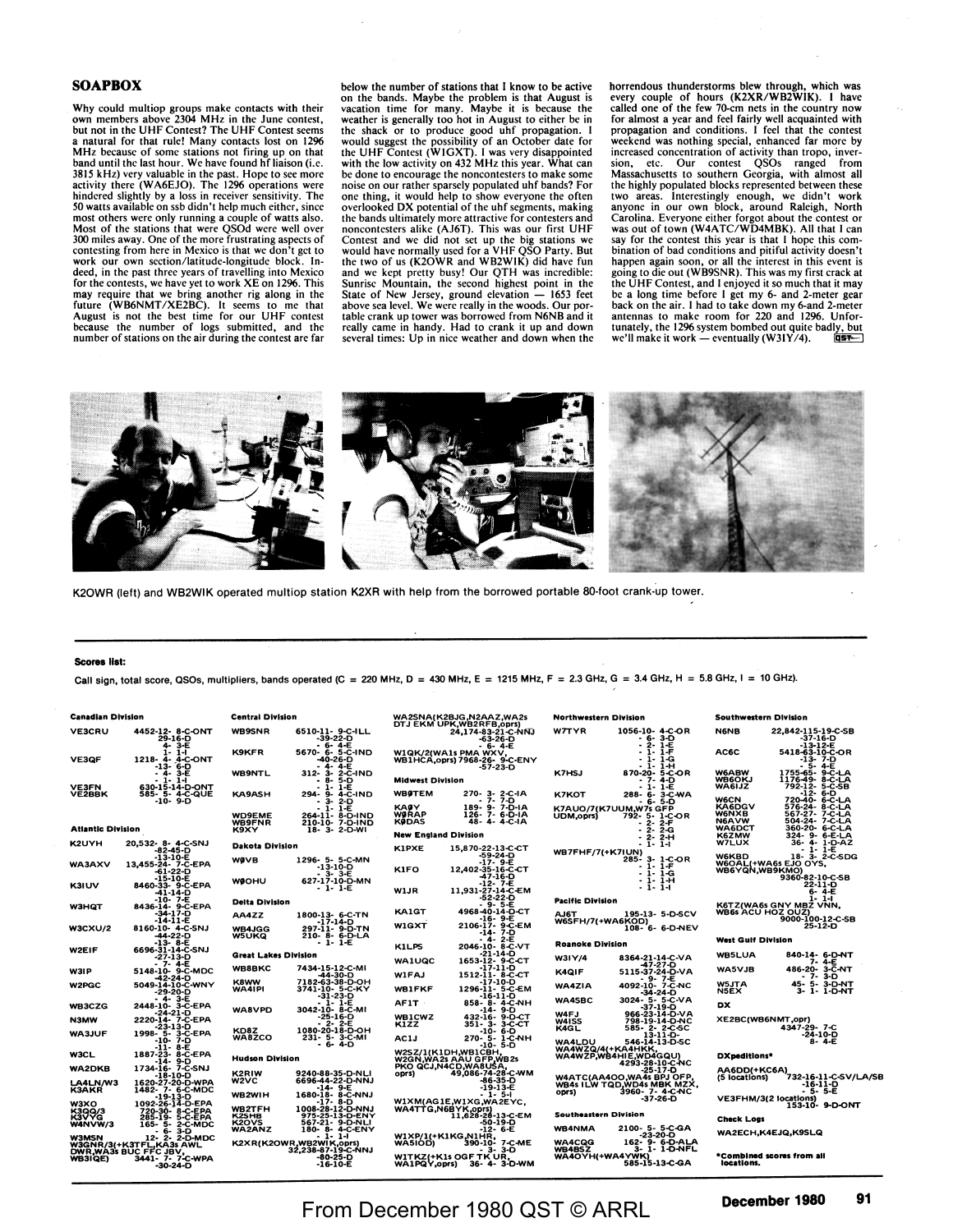## SOAPBOX

Why could multiop groups make contacts with their own members above 2304 MHz in the June contest, but not in the UHF Contest? The UHF Contest seems a natural for that rule! Many contacts lost on 1296 MHz because of some stations not firing up on that band until the last hour. We have found hf liaison (i.e. 3815 kHz) very valuable in the past. Hope to see more activity there (WA6EJO). The 1296 operations were hindered slightly by a loss in receiver sensitivity. The 50 watts available on ssb didn't help much either, since most others were only running a couple of watts also. Most of the stations that were QSOd were well over 300 miles away. One of the more frustrating aspects of contesting from here in Mexico is that we don't get to work our own section/latitude-longitude block. Indeed, in the past three years of travelling into Mexico for the contests, we have yet to work XE on 1296. This may require that we bring another rig along in the future (WB6NMT/XE2BC). It seems to me that August is not the best time for our UHF contest because the number of logs submitted, and the number of stations on the air during the contest are far below the number of stations that I know to be active on the bands. Maybe the problem is that August is vacation time for many. Maybe it is because the weather is generally too hot in August to either be in the shack or to produce good uhf propagation. I would suggest the possibility of an October date for the UHF Contest (W1GXT). I was very disappointed with the low activity on 432 MHz this year. What can be done to encourage the noncontesters to make some noise on our rather sparsely populated uhf bands? For one thing, it would help to show everyone the often overlooked DX potential of the uhf segments, making the bands ultimately more attractive for contesters and noncontesters alike (AJ6T). This was our first UHF Contest and we did not set up the big stations we would have normally used for a VHF QSO Party. But the two of us (K2OWR and WB2WIK) did have fun and we kept pretty busy! Our QTH was incredible: Sunrise Mountain, the second highest point in the State of New Jersey, ground elevation — 1653 feet above sea level. We were really in the woods. Our portable crank up tower was borrowed from N6NB and it really came in handy. Had to crank it up and down several times: Up in nice weather and down when the horrendous thunderstorms blew through, which was every couple of hours (K2XR/WB2WIK). I have called one of the few 70-cm nets in the country now for almost a year and feel fairly well acquainted with propagation and conditions. I feel that the contest weekend was nothing special, enhanced far more by increased concentration of activity than tropo, inversion, etc. Our contest QSOs ranged from Massachusetts to southern Georgia, with almost all the highly populated blocks represented between these two areas. Interestingly enough, we didn't work anyone in our own block, around Raleigh, North Carolina. Everyone either forgot about the contest or was out of town (W4ATC/WD4MBK). All that I can say for the contest this year is that I hope this combination of bad conditions and pitiful activity doesn't happen again soon, or all the interest in this event is going to die out (WB9SNR). This was my first crack at the UHF Contest, and I enjoyed it so much that it may be a long time before I get my 6- and 2-meter gear back on the air. I had to take down my 6-and 2-meter antennas to make room for 220 and 1296. Unfortunately, the 1296 system bombed out quite badly, but we'll make it work — eventually (W3IY/4). QST

K2OWR (left) and WB2WIK operated multiop station K2XR with help from the borrowed portable 80-foot crank-up tower.

**Scores list:**

Call sign, total score, QSOs, multipliers, bands operated (C = 220 MHz, D = 430 MHz, E = 1215 MHz, F = 2.3 GHz, G = 3.4 GHz, H = 5.8 GHz, I = 10 GHz).

**Canadian Division**

VE3CRU 4452-12- 8-C-ONT
29-16-D
4- 3-E
1- 1-I
VE3QF 1218- 4- 4-C-ONT
-13- 6-D
- 4- 3-E
- 1- 1-I
VE3FN 630-15-14-D-ONT
VE2BBK 585- 5- 4-C-QUE
-10- 9-D

**Atlantic Division**

K2UYH 20,532- 8- 4-C-SNJ
-82-45-D
-13-10-E
WA3AXV 13,455-24- 7-C-EPA
-61-22-D
-15-10-E
K3IUV 8460-33- 9-C-EPA
-41-14-D
-10- 7-E
W3HQT 8436-14- 9-C-EPA
-34-17-D
-14-11-E
W3CXU/2 8160-10- 4-C-SNJ
-44-22-D
-13- 8-E
W2EIF 6696-31-14-C-SNJ
-27-13-D
- 7- 4-E
W3IP 5148-10- 9-C-MDC
-42-24-D
W2PGC 5049-14-10-C-WNY
-29-20-D
- 4- 3-E
WB3CZG 2448-10- 3-C-EPA
-24-21-D
N3MW 2220-14- 7-C-EPA
-23-13-D
WA3JUF 1998- 5- 3-C-EPA
-10- 7-D
-11- 8-E
W3CL 1887-23- 8-C-EPA
-14- 9-D
WA2DKB 1734-16- 7-C-SNJ
-18-10-D
LA4LN/W3 1620-27-20-D-WPA
K3AKR 1482- 7- 6-C-MDC
-19-13-D
W3XO 1092-26-14-D-EPA
K3QQ/3 720-30- 8-C-EPA
K3VYG 285-19- 5-C-EPA
W4NVW/3 165- 5- 2-C-MDC
- 6- 3-D
W3MSN 12- 2- 2-D-MDC
W3GNR/3(+K3TFL,KA3s AWL DWR,WA3s BUC FFC JBV,
WB3IQE) 3441- 7- 7-C-WPA
-30-24-D

**Central Division**

WB9SNR 6510-11- 9-C-ILL
-39-22-D
- 6- 4-E
K9KFR 5670- 6- 5-C-IND
-40-26-D
- 4- 4-E
WB9NTL 312- 3- 2-C-IND
- 8- 5-D
- 1- 1-E
KA9ASH 294- 9- 4-C-IND
- 3- 2-D
- 1- 1-E
WD9EME 264-11- 8-D-IND
WB9FNR 210-10- 7-D-IND
K9XY 18- 3- 2-D-WI

**Dakota Division**

WØVB 1296- 5- 5-C-MN
-13-10-D
- 3- 3-E
WØOHU 627-17-10-D-MN
- 1- 1-E

**Delta Division**

AA4ZZ 1800-13- 6-C-TN
-17-14-D
WB4JGG 297-11- 9-D-TN
W5UKQ 210- 8- 6-D-LA
- 1- 1-E

**Great Lakes Division**

WB8BKC 7434-15-12-C-MI
-44-30-D
K8WW 7182-63-38-D-OH
WA4IPI 3741-10- 5-C-KY
-31-23-D
- 1- 1-E
WA8VPD 3042-10- 8-C-MI
-25-16-D
- 2- 2-E
KD8Z 1080-20-18-D-OH
WA8ZCO 231- 5- 3-C-MI
- 6- 4-D

**Hudson Division**

K2RIW 9240-88-35-D-NLI
W2VC 6696-44-22-D-NNJ
-14- 9-E
WB2WIH 1680-18- 8-C-NNJ
-17- 8-D
WB2TFH 1008-28-12-D-NNJ
K2SHB 975-25-13-D-ENY
K2OVS 567-21- 9-D-NLI
WA2ANZ 180- 8- 4-C-ENY
- 1- 1-I
K2XR(K2OWR,WB2WIK,oprs) 32,238-87-19-C-NNJ
-80-25-D
-16-10-E

WA2SNA(K2BJG,N2AAZ,WA2s DTJ EKM UPK,WB2RFB,oprs)
24,174-83-21-C-NNJ
-63-26-D
- 6- 4-E
W1QK/2(WA1s PMA WXV, WB1HCA,oprs) 7968-26- 9-C-ENY
-57-23-D

**Midwest Division**

WBØTEM 270- 3- 2-C-IA
- 7- 7-D
KAØY 189- 9- 7-D-IA
WØRAP 126- 7- 6-D-IA
KØDAS 48- 4- 4-C-IA

**New England Division**

K1PXE 15,870-22-13-C-CT
-59-24-D
-17- 9-E
K1FO 12,402-35-16-C-CT
-41-20-D
-12- 7-E
W1JR 11,931-27-14-C-EM
-52-22-D
- 9- 5-E
KA1GT 4968-40-14-D-CT
-16- 9-E
W1GXT 2106-17- 9-C-EM
-14- 7-D
- 4- 2-E
K1LPS 2046-10- 8-C-VT
-21-14-D
WA1UQC 1653-12- 9-C-CT
-17-11-D
W1FAJ 1512-11- 8-C-CT
-17-10-D
WB1FKF 1296-11- 5-C-EM
-16-11-D
AF1T 858- 8- 4-C-NH
-14- 9-D
WB1CWZ 432-16- 9-D-CT
K1ZZ 351- 3- 3-C-CT
-10- 6-D
AC1J 270- 5- 1-C-NH
-10- 5-D
W2SZ/1(K1DH,WB1CBH, W2GN,WA2s AAU GFP,WB2s PKO QCJ,N4CD,WA8USA, oprs) 49,086-74-28-C-WM
-86-35-D
-19-13-E
- 1- 5-I
W1XM(AG1E,W1XG,WA2EYC, WA4TTG,N6BYK,oprs)
11,628-28-13-C-EM
-50-19-D
-12- 6-E
W1XP/1(+K1KG,N1HR,
WA5IOD) 390-10- 7-C-ME
- 3- 3-D
W1TKZ(+K1s OGF TK UR,
WA1PQY,oprs) 36- 4- 3-D-WM

**Northwestern Division**

W7TYR 1056-10- 4-C-OR
- 6- 3-D
- 2- 1-E
- 1- 1-F
- 1- 1-G
- 1- 1-H
K7HSJ 870-20- 5-C-OR
- 7- 4-D
- 1- 1-E
K7KOT 288- 6- 3-C-WA
- 6- 5-D
K7AUO/7(K7UUM,W7s GFP UDM,oprs) 792- 5- 1-C-OR
- 2- 2-F
- 2- 2-G
- 2- 2-H
- 1- 1-I
WB7FHF/7(+K7IUN)
285- 3- 1-C-OR
- 1- 1-F
- 1- 1-G
- 1- 1-H
- 1- 1-I

**Pacific Division**

AJ6T 195-13- 5-D-SCV
W6SFH/7(+WA6KOD)
108- 6- 6-D-NEV

**Roanoke Division**

W3IY/4 8364-21-14-C-VA
-47-27-D
K4QIF 5115-37-24-D-VA
- 9- 7-E
WA4ZIA 4092-10- 7-C-NC
-34-24-D
WA4SBC 3024- 5- 5-C-VA
-37-19-D
W4FJ 966-23-14-D-VA
W4ISS 798-19-14-D-NC
K4GL 585- 2- 2-C-SC
-13-11-D
WA4LDU 546-14-13-D-SC
WA4WZQ/4(+KA4HKK, WA4WZP,WB4HIE,WD4GQU)
4293-28-10-C-NC
-25-17-D
W4ATC(AA4OO,WA4s BPJ OFP, WB4s ILW TQD,WD4s MBK MZX, oprs) 3960- 7- 4-C-NC
-37-26-D

**Southeastern Division**

WB4NMA 2100- 5- 5-C-GA
-23-20-D
WA4CQG 162- 9- 6-D-ALA
WB4BSZ 3- 1- 1-D-NFL
WA4OYH(+WA4YWK)
585-15-13-C-GA

**Southwestern Division**

N6NB 22,842-115-19-C-SB
-37-16-D
-13-12-E
AC6C 5418-63-10-C-OR
-13- 7-D
- 5- 4-E
W6ABW 1755-65- 9-C-LA
WB6OKJ 1176-49- 8-C-LA
WA6IJZ 792-12- 5-C-SB
-12- 6-D
W6CN 720-40- 6-C-LA
KA6DGV 576-24- 8-C-LA
W6NXB 567-27- 7-C-LA
N6AVW 504-24- 7-C-LA
WA6DCT 360-20- 6-C-LA
K6ZMW 324- 9- 6-E-LA
W7LUX 36- 4- 1-D-AZ
- 1- 1-E
W6KBD 18- 3- 2-C-SDG
W6OAL(+WA6s EJO OYS, WB6YQN,WB9KMO)
9360-82-10-C-SB
22-11-D
6- 4-E
1- 1-I
K6TZ(WA6s GNY MBZ VNN, WB6s ACU HOZ OUZ)
9000-100-12-C-SB
25-12-D

**West Gulf Division**

WB5LUA 840-14- 6-D-NT
7- 4-E
WA5VJB 486-20- 3-C-NT
- 7- 3-D
W5JTA 45- 5- 3-D-NT
N5EX 3- 1- 1-D-NT

**DX**

XE2BC(WB6NMT,opr)
4347-29- 7-C
-24-10-D
8- 4-E

**DXpeditions***

AA6DD(+KC6A)
(5 locations) 732-16-11-C-SV/LA/SB
-16-11-D
- 5- 5-E
VE3FHM/3(2 locations)
153-10- 9-D-ONT

**Check Logs**

WA2ECH,K4EJQ,K9SLQ

*Combined scores from all locations.

From December 1980 QST © ARRL